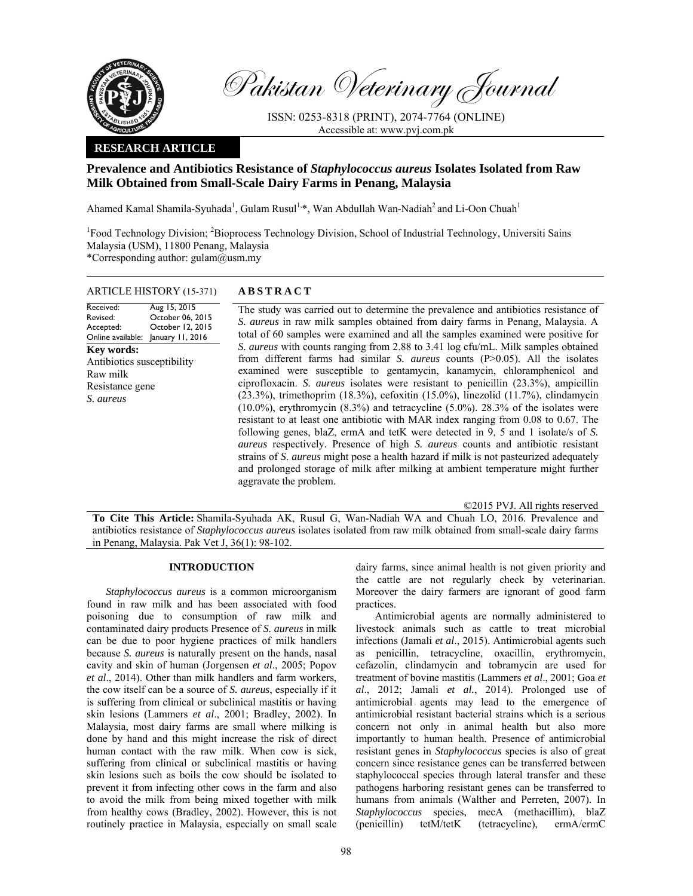# Pakistan Veterinary Journal

ISSN: 0253-8318 (PRINT), 2074-7764 (ONLINE)
Accessible at: www.pvj.com.pk

**RESEARCH ARTICLE**

## Prevalence and Antibiotics Resistance of *Staphylococcus aureus* Isolates Isolated from Raw Milk Obtained from Small-Scale Dairy Farms in Penang, Malaysia

Ahamed Kamal Shamila-Syuhada[1], Gulam Rusul[1,*], Wan Abdullah Wan-Nadiah[2] and Li-Oon Chuah[1]

[1]Food Technology Division; [2]Bioprocess Technology Division, School of Industrial Technology, Universiti Sains Malaysia (USM), 11800 Penang, Malaysia
*Corresponding author: gulam@usm.my

**ARTICLE HISTORY** (15-371)

| | |
|---|---|
| Received: | Aug 15, 2015 |
| Revised: | October 06, 2015 |
| Accepted: | October 12, 2015 |
| Online available: | January 11, 2016 |

**Key words:**
Antibiotics susceptibility
Raw milk
Resistance gene
*S. aureus*

**ABSTRACT**

The study was carried out to determine the prevalence and antibiotics resistance of *S. aureus* in raw milk samples obtained from dairy farms in Penang, Malaysia. A total of 60 samples were examined and all the samples examined were positive for *S. aureus* with counts ranging from 2.88 to 3.41 log cfu/mL. Milk samples obtained from different farms had similar *S. aureus* counts (P>0.05). All the isolates examined were susceptible to gentamycin, kanamycin, chloramphenicol and ciprofloxacin. *S. aureus* isolates were resistant to penicillin (23.3%), ampicillin (23.3%), trimethoprim (18.3%), cefoxitin (15.0%), linezolid (11.7%), clindamycin (10.0%), erythromycin (8.3%) and tetracycline (5.0%). 28.3% of the isolates were resistant to at least one antibiotic with MAR index ranging from 0.08 to 0.67. The following genes, blaZ, ermA and tetK were detected in 9, 5 and 1 isolate/s of *S. aureus* respectively. Presence of high *S. aureus* counts and antibiotic resistant strains of *S. aureus* might pose a health hazard if milk is not pasteurized adequately and prolonged storage of milk after milking at ambient temperature might further aggravate the problem.

©2015 PVJ. All rights reserved

**To Cite This Article:** Shamila-Syuhada AK, Rusul G, Wan-Nadiah WA and Chuah LO, 2016. Prevalence and antibiotics resistance of *Staphylococcus aureus* isolates isolated from raw milk obtained from small-scale dairy farms in Penang, Malaysia. Pak Vet J, 36(1): 98-102.

## INTRODUCTION

*Staphylococcus aureus* is a common microorganism found in raw milk and has been associated with food poisoning due to consumption of raw milk and contaminated dairy products Presence of *S. aureus* in milk can be due to poor hygiene practices of milk handlers because *S. aureus* is naturally present on the hands, nasal cavity and skin of human (Jorgensen *et al*., 2005; Popov *et al*., 2014). Other than milk handlers and farm workers, the cow itself can be a source of *S. aureus*, especially if it is suffering from clinical or subclinical mastitis or having skin lesions (Lammers *et al*., 2001; Bradley, 2002). In Malaysia, most dairy farms are small where milking is done by hand and this might increase the risk of direct human contact with the raw milk. When cow is sick, suffering from clinical or subclinical mastitis or having skin lesions such as boils the cow should be isolated to prevent it from infecting other cows in the farm and also to avoid the milk from being mixed together with milk from healthy cows (Bradley, 2002). However, this is not routinely practice in Malaysia, especially on small scale dairy farms, since animal health is not given priority and the cattle are not regularly check by veterinarian. Moreover the dairy farmers are ignorant of good farm practices.

Antimicrobial agents are normally administered to livestock animals such as cattle to treat microbial infections (Jamali *et al*., 2015). Antimicrobial agents such as penicillin, tetracycline, oxacillin, erythromycin, cefazolin, clindamycin and tobramycin are used for treatment of bovine mastitis (Lammers *et al*., 2001; Goa *et al*., 2012; Jamali *et al.*, 2014). Prolonged use of antimicrobial agents may lead to the emergence of antimicrobial resistant bacterial strains which is a serious concern not only in animal health but also more importantly to human health. Presence of antimicrobial resistant genes in *Staphylococcus* species is also of great concern since resistance genes can be transferred between staphylococcal species through lateral transfer and these pathogens harboring resistant genes can be transferred to humans from animals (Walther and Perreten, 2007). In *Staphylococcus* species, mecA (methacillim), blaZ (penicillin) tetM/tetK (tetracycline), ermA/ermC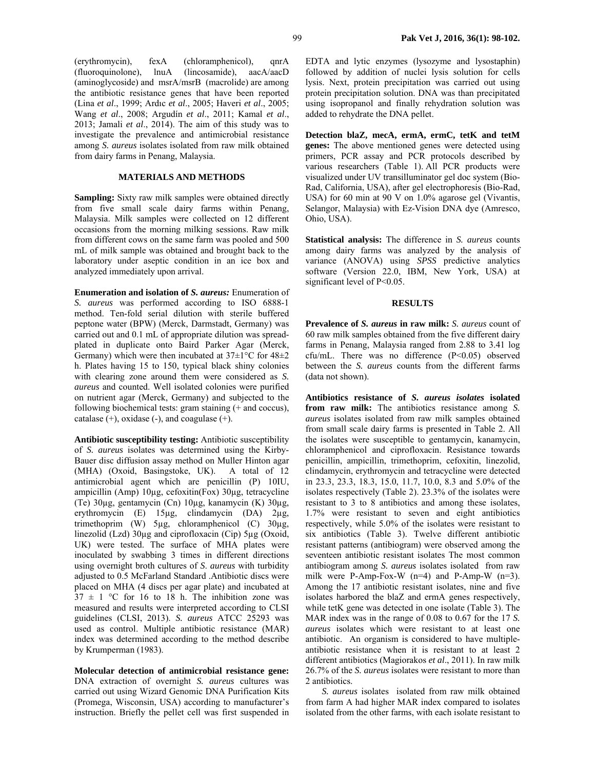(erythromycin), fexA (chloramphenicol), qnrA (fluoroquinolone), lnuA (lincosamide), aacA/aacD (aminoglycoside) and msrA/msrB (macrolide) are among the antibiotic resistance genes that have been reported (Lina *et al*., 1999; Ardıc *et al*., 2005; Haveri *et al*., 2005; Wang *et al*., 2008; Argudín *et al*., 2011; Kamal *et al*., 2013; Jamali *et al*., 2014). The aim of this study was to investigate the prevalence and antimicrobial resistance among *S. aureus* isolates isolated from raw milk obtained from dairy farms in Penang, Malaysia.

## MATERIALS AND METHODS

**Sampling:** Sixty raw milk samples were obtained directly from five small scale dairy farms within Penang, Malaysia. Milk samples were collected on 12 different occasions from the morning milking sessions. Raw milk from different cows on the same farm was pooled and 500 mL of milk sample was obtained and brought back to the laboratory under aseptic condition in an ice box and analyzed immediately upon arrival.

**Enumeration and isolation of *S. aureus*:** Enumeration of *S. aureus* was performed according to ISO 6888-1 method. Ten-fold serial dilution with sterile buffered peptone water (BPW) (Merck, Darmstadt, Germany) was carried out and 0.1 mL of appropriate dilution was spread-plated in duplicate onto Baird Parker Agar (Merck, Germany) which were then incubated at 37±1°C for 48±2 h. Plates having 15 to 150, typical black shiny colonies with clearing zone around them were considered as *S. aureus* and counted. Well isolated colonies were purified on nutrient agar (Merck, Germany) and subjected to the following biochemical tests: gram staining (+ and coccus), catalase (+), oxidase (-), and coagulase (+).

**Antibiotic susceptibility testing:** Antibiotic susceptibility of *S. aureus* isolates was determined using the Kirby-Bauer disc diffusion assay method on Muller Hinton agar (MHA) (Oxoid, Basingstoke, UK). A total of 12 antimicrobial agent which are penicillin (P) 10IU, ampicillin (Amp) 10µg, cefoxitin(Fox) 30µg, tetracycline (Te) 30µg, gentamycin (Cn) 10µg, kanamycin (K) 30µg, erythromycin (E) 15µg, clindamycin (DA) 2µg, trimethoprim (W) 5µg, chloramphenicol (C) 30µg, linezolid (Lzd) 30µg and ciprofloxacin (Cip) 5µg (Oxoid, UK) were tested. The surface of MHA plates were inoculated by swabbing 3 times in different directions using overnight broth cultures of *S. aureus* with turbidity adjusted to 0.5 McFarland Standard .Antibiotic discs were placed on MHA (4 discs per agar plate) and incubated at 37 ± 1 °C for 16 to 18 h. The inhibition zone was measured and results were interpreted according to CLSI guidelines (CLSI, 2013). *S. aureus* ATCC 25293 was used as control. Multiple antibiotic resistance (MAR) index was determined according to the method describe by Krumperman (1983).

**Molecular detection of antimicrobial resistance gene:** DNA extraction of overnight *S. aureus* cultures was carried out using Wizard Genomic DNA Purification Kits (Promega, Wisconsin, USA) according to manufacturer's instruction. Briefly the pellet cell was first suspended in EDTA and lytic enzymes (lysozyme and lysostaphin) followed by addition of nuclei lysis solution for cells lysis. Next, protein precipitation was carried out using protein precipitation solution. DNA was than precipitated using isopropanol and finally rehydration solution was added to rehydrate the DNA pellet.

**Detection blaZ, mecA, ermA, ermC, tetK and tetM genes:** The above mentioned genes were detected using primers, PCR assay and PCR protocols described by various researchers (Table 1). All PCR products were visualized under UV transilluminator gel doc system (Bio-Rad, California, USA), after gel electrophoresis (Bio-Rad, USA) for 60 min at 90 V on 1.0% agarose gel (Vivantis, Selangor, Malaysia) with Ez-Vision DNA dye (Amresco, Ohio, USA).

**Statistical analysis:** The difference in *S. aureus* counts among dairy farms was analyzed by the analysis of variance (ANOVA) using *SPSS* predictive analytics software (Version 22.0, IBM, New York, USA) at significant level of P<0.05.

## RESULTS

**Prevalence of *S. aureus* in raw milk:** *S. aureus* count of 60 raw milk samples obtained from the five different dairy farms in Penang, Malaysia ranged from 2.88 to 3.41 log cfu/mL. There was no difference (P<0.05) observed between the *S. aureus* counts from the different farms (data not shown).

**Antibiotics resistance of *S. aureus isolates* isolated from raw milk:** The antibiotics resistance among *S. aureus* isolates isolated from raw milk samples obtained from small scale dairy farms is presented in Table 2. All the isolates were susceptible to gentamycin, kanamycin, chloramphenicol and ciprofloxacin. Resistance towards penicillin, ampicillin, trimethoprim, cefoxitin, linezolid, clindamycin, erythromycin and tetracycline were detected in 23.3, 23.3, 18.3, 15.0, 11.7, 10.0, 8.3 and 5.0% of the isolates respectively (Table 2). 23.3% of the isolates were resistant to 3 to 8 antibiotics and among these isolates, 1.7% were resistant to seven and eight antibiotics respectively, while 5.0% of the isolates were resistant to six antibiotics (Table 3). Twelve different antibiotic resistant patterns (antibiogram) were observed among the seventeen antibiotic resistant isolates The most common antibiogram among *S. aureus* isolates isolated from raw milk were P-Amp-Fox-W (n=4) and P-Amp-W (n=3). Among the 17 antibiotic resistant isolates, nine and five isolates harbored the blaZ and ermA genes respectively, while tetK gene was detected in one isolate (Table 3). The MAR index was in the range of 0.08 to 0.67 for the 17 *S. aureus* isolates which were resistant to at least one antibiotic. An organism is considered to have multiple-antibiotic resistance when it is resistant to at least 2 different antibiotics (Magiorakos *et al*., 2011). In raw milk 26.7% of the *S. aureus* isolates were resistant to more than 2 antibiotics.

*S. aureus* isolates isolated from raw milk obtained from farm A had higher MAR index compared to isolates isolated from the other farms, with each isolate resistant to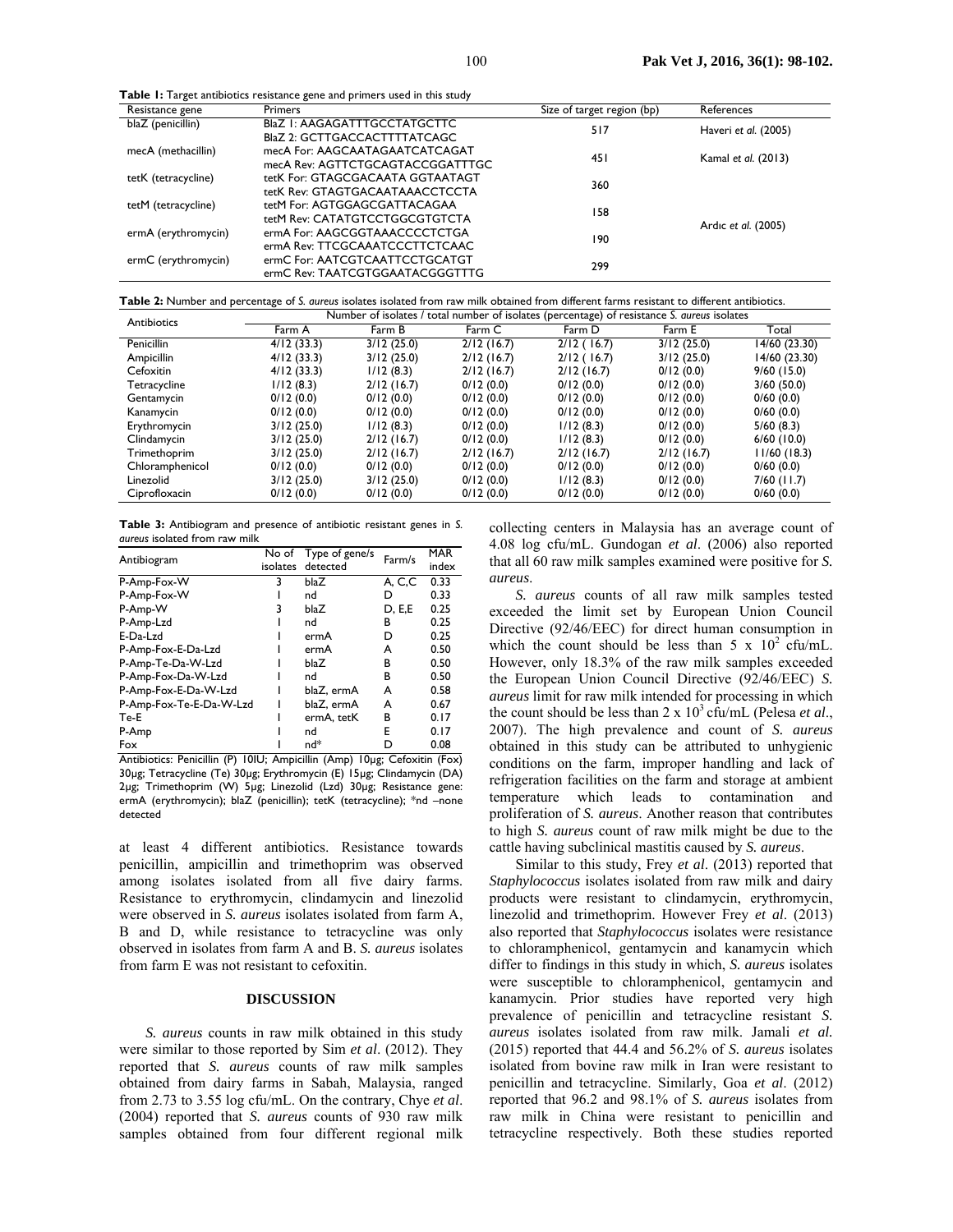**Table 1:** Target antibiotics resistance gene and primers used in this study

| Resistance gene | Primers | Size of target region (bp) | References |
|---|---|---|---|
| blaZ (penicillin) | BlaZ 1: AAGAGATTTGCCTATGCTTC<br>BlaZ 2: GCTTGACCACTTTTATCAGC | 517 | Haveri *et al.* (2005) |
| mecA (methacillin) | mecA For: AAGCAATAGAATCATCAGAT<br>mecA Rev: AGTTCTGCAGTACCGGATTTGC | 451 | Kamal *et al.* (2013) |
| tetK (tetracycline) | tetK For: GTAGCGACAATA GGTAATAGT<br>tetK Rev: GTAGTGACAATAAACCTCCTA | 360 | Ardıc *et al.* (2005) |
| tetM (tetracycline) | tetM For: AGTGGAGCGATTACAGAA<br>tetM Rev: CATATGTCCTGGCGTGTCTA | 158 | |
| ermA (erythromycin) | ermA For: AAGCGGTAAACCCCTCTGA<br>ermA Rev: TTCGCAAATCCCTTCTCAAC | 190 | |
| ermC (erythromycin) | ermC For: AATCGTCAATTCCTGCATGT<br>ermC Rev: TAATCGTGGAATACGGGTTTG | 299 | |

**Table 2:** Number and percentage of *S. aureus* isolates isolated from raw milk obtained from different farms resistant to different antibiotics.

| Antibiotics | Number of isolates / total number of isolates (percentage) of resistance *S. aureus* isolates | | | | | |
|---|---|---|---|---|---|---|
| | Farm A | Farm B | Farm C | Farm D | Farm E | Total |
| Penicillin | 4/12 (33.3) | 3/12 (25.0) | 2/12 (16.7) | 2/12 ( 16.7) | 3/12 (25.0) | 14/60 (23.30) |
| Ampicillin | 4/12 (33.3) | 3/12 (25.0) | 2/12 (16.7) | 2/12 ( 16.7) | 3/12 (25.0) | 14/60 (23.30) |
| Cefoxitin | 4/12 (33.3) | 1/12 (8.3) | 2/12 (16.7) | 2/12 (16.7) | 0/12 (0.0) | 9/60 (15.0) |
| Tetracycline | 1/12 (8.3) | 2/12 (16.7) | 0/12 (0.0) | 0/12 (0.0) | 0/12 (0.0) | 3/60 (50.0) |
| Gentamycin | 0/12 (0.0) | 0/12 (0.0) | 0/12 (0.0) | 0/12 (0.0) | 0/12 (0.0) | 0/60 (0.0) |
| Kanamycin | 0/12 (0.0) | 0/12 (0.0) | 0/12 (0.0) | 0/12 (0.0) | 0/12 (0.0) | 0/60 (0.0) |
| Erythromycin | 3/12 (25.0) | 1/12 (8.3) | 0/12 (0.0) | 1/12 (8.3) | 0/12 (0.0) | 5/60 (8.3) |
| Clindamycin | 3/12 (25.0) | 2/12 (16.7) | 0/12 (0.0) | 1/12 (8.3) | 0/12 (0.0) | 6/60 (10.0) |
| Trimethoprim | 3/12 (25.0) | 2/12 (16.7) | 2/12 (16.7) | 2/12 (16.7) | 2/12 (16.7) | 11/60 (18.3) |
| Chloramphenicol | 0/12 (0.0) | 0/12 (0.0) | 0/12 (0.0) | 0/12 (0.0) | 0/12 (0.0) | 0/60 (0.0) |
| Linezolid | 3/12 (25.0) | 3/12 (25.0) | 0/12 (0.0) | 1/12 (8.3) | 0/12 (0.0) | 7/60 (11.7) |
| Ciprofloxacin | 0/12 (0.0) | 0/12 (0.0) | 0/12 (0.0) | 0/12 (0.0) | 0/12 (0.0) | 0/60 (0.0) |

**Table 3:** Antibiogram and presence of antibiotic resistant genes in *S. aureus* isolated from raw milk

| Antibiogram | No of isolates | Type of gene/s detected | Farm/s | MAR index |
|---|---|---|---|---|
| P-Amp-Fox-W | 3 | blaZ | A, C,C | 0.33 |
| P-Amp-Fox-W | 1 | nd | D | 0.33 |
| P-Amp-W | 3 | blaZ | D, E,E | 0.25 |
| P-Amp-Lzd | 1 | nd | B | 0.25 |
| E-Da-Lzd | 1 | ermA | D | 0.25 |
| P-Amp-Fox-E-Da-Lzd | 1 | ermA | A | 0.50 |
| P-Amp-Te-Da-W-Lzd | 1 | blaZ | B | 0.50 |
| P-Amp-Fox-Da-W-Lzd | 1 | nd | B | 0.50 |
| P-Amp-Fox-E-Da-W-Lzd | 1 | blaZ, ermA | A | 0.58 |
| P-Amp-Fox-Te-E-Da-W-Lzd | 1 | blaZ, ermA | A | 0.67 |
| Te-E | 1 | ermA, tetK | B | 0.17 |
| P-Amp | 1 | nd | E | 0.17 |
| Fox | 1 | nd* | D | 0.08 |

Antibiotics: Penicillin (P) 10IU; Ampicillin (Amp) 10µg; Cefoxitin (Fox) 30µg; Tetracycline (Te) 30µg; Erythromycin (E) 15µg; Clindamycin (DA) 2µg; Trimethoprim (W) 5µg; Linezolid (Lzd) 30µg; Resistance gene: ermA (erythromycin); blaZ (penicillin); tetK (tetracycline); *nd –none detected

at least 4 different antibiotics. Resistance towards penicillin, ampicillin and trimethoprim was observed among isolates isolated from all five dairy farms. Resistance to erythromycin, clindamycin and linezolid were observed in *S. aureus* isolates isolated from farm A, B and D, while resistance to tetracycline was only observed in isolates from farm A and B. *S. aureus* isolates from farm E was not resistant to cefoxitin.

## DISCUSSION

*S. aureus* counts in raw milk obtained in this study were similar to those reported by Sim *et al*. (2012). They reported that *S. aureus* counts of raw milk samples obtained from dairy farms in Sabah, Malaysia, ranged from 2.73 to 3.55 log cfu/mL. On the contrary, Chye *et al*. (2004) reported that *S. aureus* counts of 930 raw milk samples obtained from four different regional milk collecting centers in Malaysia has an average count of 4.08 log cfu/mL. Gundogan *et al*. (2006) also reported that all 60 raw milk samples examined were positive for *S. aureus*.

*S. aureus* counts of all raw milk samples tested exceeded the limit set by European Union Council Directive (92/46/EEC) for direct human consumption in which the count should be less than $5 \times 10^2$ cfu/mL. However, only 18.3% of the raw milk samples exceeded the European Union Council Directive (92/46/EEC) *S. aureus* limit for raw milk intended for processing in which the count should be less than $2 \times 10^3$ cfu/mL (Pelesa *et al*., 2007). The high prevalence and count of *S. aureus* obtained in this study can be attributed to unhygienic conditions on the farm, improper handling and lack of refrigeration facilities on the farm and storage at ambient temperature which leads to contamination and proliferation of *S. aureus*. Another reason that contributes to high *S. aureus* count of raw milk might be due to the cattle having subclinical mastitis caused by *S. aureus*.

Similar to this study, Frey *et al*. (2013) reported that *Staphylococcus* isolates isolated from raw milk and dairy products were resistant to clindamycin, erythromycin, linezolid and trimethoprim. However Frey *et al*. (2013) also reported that *Staphylococcus* isolates were resistance to chloramphenicol, gentamycin and kanamycin which differ to findings in this study in which, *S. aureus* isolates were susceptible to chloramphenicol, gentamycin and kanamycin. Prior studies have reported very high prevalence of penicillin and tetracycline resistant *S. aureus* isolates isolated from raw milk. Jamali *et al.* (2015) reported that 44.4 and 56.2% of *S. aureus* isolates isolated from bovine raw milk in Iran were resistant to penicillin and tetracycline. Similarly, Goa *et al*. (2012) reported that 96.2 and 98.1% of *S. aureus* isolates from raw milk in China were resistant to penicillin and tetracycline respectively. Both these studies reported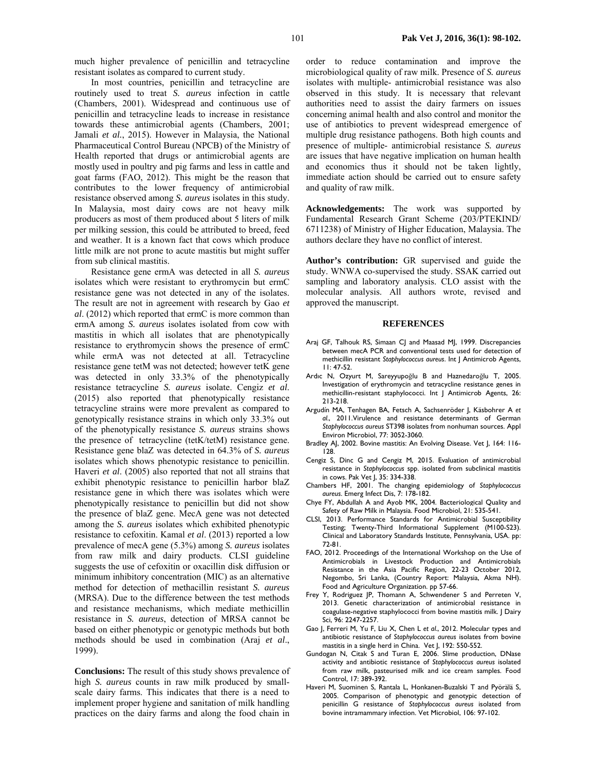much higher prevalence of penicillin and tetracycline resistant isolates as compared to current study.

In most countries, penicillin and tetracycline are routinely used to treat *S. aureus* infection in cattle (Chambers, 2001). Widespread and continuous use of penicillin and tetracycline leads to increase in resistance towards these antimicrobial agents (Chambers, 2001; Jamali *et al.*, 2015). However in Malaysia, the National Pharmaceutical Control Bureau (NPCB) of the Ministry of Health reported that drugs or antimicrobial agents are mostly used in poultry and pig farms and less in cattle and goat farms (FAO, 2012). This might be the reason that contributes to the lower frequency of antimicrobial resistance observed among *S. aureus* isolates in this study. In Malaysia, most dairy cows are not heavy milk producers as most of them produced about 5 liters of milk per milking session, this could be attributed to breed, feed and weather. It is a known fact that cows which produce little milk are not prone to acute mastitis but might suffer from sub clinical mastitis.

Resistance gene ermA was detected in all *S. aureus* isolates which were resistant to erythromycin but ermC resistance gene was not detected in any of the isolates. The result are not in agreement with research by Gao *et al*. (2012) which reported that ermC is more common than ermA among *S. aureus* isolates isolated from cow with mastitis in which all isolates that are phenotypically resistance to erythromycin shows the presence of ermC while ermA was not detected at all. Tetracycline resistance gene tetM was not detected; however tetK gene was detected in only 33.3% of the phenotypically resistance tetracycline *S. aureus* isolate. Cengiz *et al*. (2015) also reported that phenotypically resistance tetracycline strains were more prevalent as compared to genotypically resistance strains in which only 33.3% out of the phenotypically resistance *S. aureus* strains shows the presence of tetracycline (tetK/tetM) resistance gene. Resistance gene blaZ was detected in 64.3% of *S. aureus* isolates which shows phenotypic resistance to penicillin. Haveri *et al*. (2005) also reported that not all strains that exhibit phenotypic resistance to penicillin harbor blaZ resistance gene in which there was isolates which were phenotypically resistance to penicillin but did not show the presence of blaZ gene. MecA gene was not detected among the *S. aureus* isolates which exhibited phenotypic resistance to cefoxitin. Kamal *et al*. (2013) reported a low prevalence of mecA gene (5.3%) among *S. aureus* isolates from raw milk and dairy products. CLSI guideline suggests the use of cefoxitin or oxacillin disk diffusion or minimum inhibitory concentration (MIC) as an alternative method for detection of methacillin resistant *S. aureus* (MRSA). Due to the difference between the test methods and resistance mechanisms, which mediate methicillin resistance in *S. aureus*, detection of MRSA cannot be based on either phenotypic or genotypic methods but both methods should be used in combination (Araj *et al*., 1999).

**Conclusions:** The result of this study shows prevalence of high *S. aureus* counts in raw milk produced by small-scale dairy farms. This indicates that there is a need to implement proper hygiene and sanitation of milk handling practices on the dairy farms and along the food chain in order to reduce contamination and improve the microbiological quality of raw milk. Presence of *S. aureus* isolates with multiple- antimicrobial resistance was also observed in this study. It is necessary that relevant authorities need to assist the dairy farmers on issues concerning animal health and also control and monitor the use of antibiotics to prevent widespread emergence of multiple drug resistance pathogens. Both high counts and presence of multiple- antimicrobial resistance *S. aureus* are issues that have negative implication on human health and economics thus it should not be taken lightly, immediate action should be carried out to ensure safety and quality of raw milk.

**Acknowledgements:** The work was supported by Fundamental Research Grant Scheme (203/PTEKIND/ 6711238) of Ministry of Higher Education, Malaysia. The authors declare they have no conflict of interest.

**Author's contribution:** GR supervised and guide the study. WNWA co-supervised the study. SSAK carried out sampling and laboratory analysis. CLO assist with the molecular analysis. All authors wrote, revised and approved the manuscript.

## REFERENCES

Araj GF, Talhouk RS, Simaan CJ and Maasad MJ, 1999. Discrepancies between mecA PCR and conventional tests used for detection of methicillin resistant *Staphylococcus aureus*. Int J Antimicrob Agents, 11: 47-52.

Ardıc N, Ozyurt M, Sareyyupoğlu B and Haznedaroğlu T, 2005. Investigation of erythromycin and tetracycline resistance genes in methicillin-resistant staphylococci. Int J Antimicrob Agents, 26: 213-218.

Argudín MA, Tenhagen BA, Fetsch A, Sachsenröder J, Käsbohrer A *et al*., 2011.Virulence and resistance determinants of German *Staphylococcus aureus* ST398 isolates from nonhuman sources. Appl Environ Microbiol, 77: 3052-3060.

Bradley AJ, 2002. Bovine mastitis: An Evolving Disease. Vet J, 164: 116-128.

Cengiz S, Dinc G and Cengiz M, 2015. Evaluation of antimicrobial resistance in *Staphylococcus* spp. isolated from subclinical mastitis in cows. Pak Vet J, 35: 334-338.

Chambers HF, 2001. The changing epidemiology of *Staphylococcus aureus*. Emerg Infect Dis, 7: 178-182.

Chye FY, Abdullah A and Ayob MK, 2004. Bacteriological Quality and Safety of Raw Milk in Malaysia. Food Microbiol, 21: 535-541.

CLSI, 2013. Performance Standards for Antimicrobial Susceptibility Testing; Twenty-Third Informational Supplement (M100-S23). Clinical and Laboratory Standards Institute, Pennsylvania, USA. pp: 72-81.

FAO, 2012. Proceedings of the International Workshop on the Use of Antimicrobials in Livestock Production and Antimicrobials Resistance in the Asia Pacific Region, 22-23 October 2012, Negombo, Sri Lanka, (Country Report: Malaysia, Akma NH). Food and Agriculture Organization. pp 57-66.

Frey Y, Rodriguez JP, Thomann A, Schwendener S and Perreten V, 2013. Genetic characterization of antimicrobial resistance in coagulase-negative staphylococci from bovine mastitis milk. J Dairy Sci, 96: 2247-2257.

Gao J, Ferreri M, Yu F, Liu X, Chen L *et al*., 2012. Molecular types and antibiotic resistance of *Staphylococcus aureus* isolates from bovine mastitis in a single herd in China. Vet J, 192: 550-552.

Gundogan N, Citak S and Turan E, 2006. Slime production, DNase activity and antibiotic resistance of *Staphylococcus aureus* isolated from raw milk, pasteurised milk and ice cream samples. Food Control, 17: 389-392.

Haveri M, Suominen S, Rantala L, Honkanen-Buzalski T and Pyörälä S, 2005. Comparison of phenotypic and genotypic detection of penicillin G resistance of *Staphylococcus aureus* isolated from bovine intramammary infection. Vet Microbiol, 106: 97-102.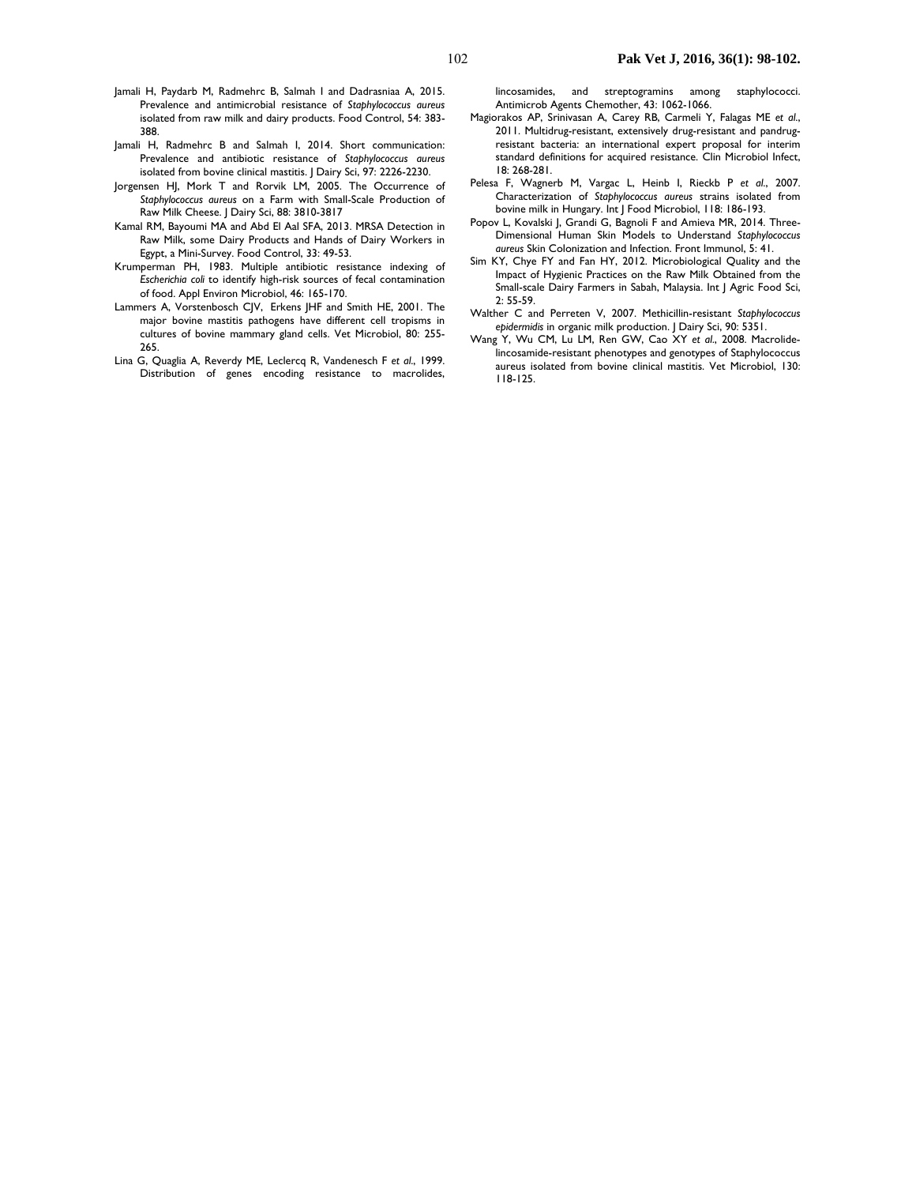Jamali H, Paydarb M, Radmehrc B, Salmah I and Dadrasniaa A, 2015. Prevalence and antimicrobial resistance of *Staphylococcus aureus* isolated from raw milk and dairy products. Food Control, 54: 383-388.

Jamali H, Radmehrc B and Salmah I, 2014. Short communication: Prevalence and antibiotic resistance of *Staphylococcus aureus* isolated from bovine clinical mastitis. J Dairy Sci, 97: 2226-2230.

Jorgensen HJ, Mork T and Rorvik LM, 2005. The Occurrence of *Staphylococcus aureus* on a Farm with Small-Scale Production of Raw Milk Cheese. J Dairy Sci, 88: 3810-3817

Kamal RM, Bayoumi MA and Abd El Aal SFA, 2013. MRSA Detection in Raw Milk, some Dairy Products and Hands of Dairy Workers in Egypt, a Mini-Survey. Food Control, 33: 49-53.

Krumperman PH, 1983. Multiple antibiotic resistance indexing of *Escherichia coli* to identify high-risk sources of fecal contamination of food. Appl Environ Microbiol, 46: 165-170.

Lammers A, Vorstenbosch CJV, Erkens JHF and Smith HE, 2001. The major bovine mastitis pathogens have different cell tropisms in cultures of bovine mammary gland cells. Vet Microbiol, 80: 255-265.

Lina G, Quaglia A, Reverdy ME, Leclercq R, Vandenesch F *et al*., 1999. Distribution of genes encoding resistance to macrolides, lincosamides, and streptogramins among staphylococci. Antimicrob Agents Chemother, 43: 1062-1066.

Magiorakos AP, Srinivasan A, Carey RB, Carmeli Y, Falagas ME *et al*., 2011. Multidrug-resistant, extensively drug-resistant and pandrug-resistant bacteria: an international expert proposal for interim standard definitions for acquired resistance. Clin Microbiol Infect, 18: 268-281.

Pelesa F, Wagnerb M, Vargac L, Heinb I, Rieckb P *et al*., 2007. Characterization of *Staphylococcus aureus* strains isolated from bovine milk in Hungary. Int J Food Microbiol, 118: 186-193.

Popov L, Kovalski J, Grandi G, Bagnoli F and Amieva MR, 2014. Three-Dimensional Human Skin Models to Understand *Staphylococcus aureus* Skin Colonization and Infection. Front Immunol, 5: 41.

Sim KY, Chye FY and Fan HY, 2012. Microbiological Quality and the Impact of Hygienic Practices on the Raw Milk Obtained from the Small-scale Dairy Farmers in Sabah, Malaysia. Int J Agric Food Sci, 2: 55-59.

Walther C and Perreten V, 2007. Methicillin-resistant *Staphylococcus epidermidis* in organic milk production. J Dairy Sci, 90: 5351.

Wang Y, Wu CM, Lu LM, Ren GW, Cao XY *et al*., 2008. Macrolide-lincosamide-resistant phenotypes and genotypes of Staphylococcus aureus isolated from bovine clinical mastitis. Vet Microbiol, 130: 118-125.